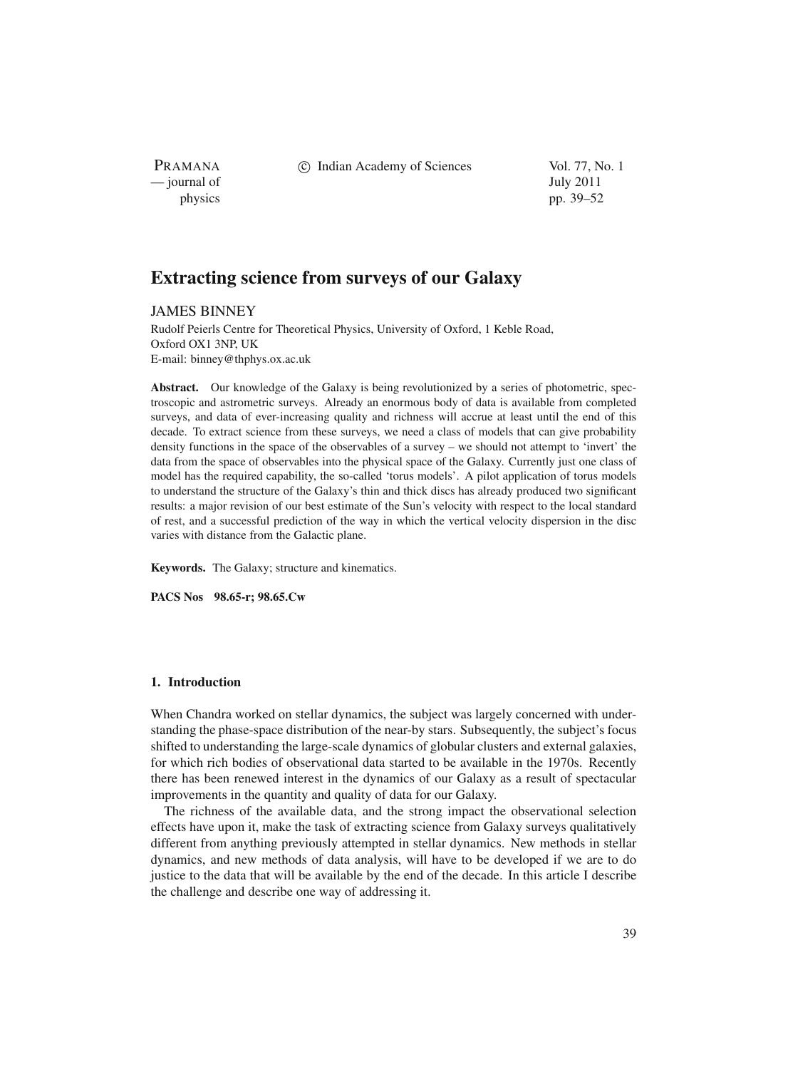# Extracting science from surveys of our Galaxy

JAMES BINNEY

Rudolf Peierls Centre for Theoretical Physics, University of Oxford, 1 Keble Road, Oxford OX1 3NP, UK
E-mail: binney@thphys.ox.ac.uk

**Abstract.** Our knowledge of the Galaxy is being revolutionized by a series of photometric, spectroscopic and astrometric surveys. Already an enormous body of data is available from completed surveys, and data of ever-increasing quality and richness will accrue at least until the end of this decade. To extract science from these surveys, we need a class of models that can give probability density functions in the space of the observables of a survey – we should not attempt to 'invert' the data from the space of observables into the physical space of the Galaxy. Currently just one class of model has the required capability, the so-called 'torus models'. A pilot application of torus models to understand the structure of the Galaxy's thin and thick discs has already produced two significant results: a major revision of our best estimate of the Sun's velocity with respect to the local standard of rest, and a successful prediction of the way in which the vertical velocity dispersion in the disc varies with distance from the Galactic plane.

**Keywords.** The Galaxy; structure and kinematics.

**PACS Nos** 98.65-r; 98.65.Cw

## 1. Introduction

When Chandra worked on stellar dynamics, the subject was largely concerned with understanding the phase-space distribution of the near-by stars. Subsequently, the subject's focus shifted to understanding the large-scale dynamics of globular clusters and external galaxies, for which rich bodies of observational data started to be available in the 1970s. Recently there has been renewed interest in the dynamics of our Galaxy as a result of spectacular improvements in the quantity and quality of data for our Galaxy.

The richness of the available data, and the strong impact the observational selection effects have upon it, make the task of extracting science from Galaxy surveys qualitatively different from anything previously attempted in stellar dynamics. New methods in stellar dynamics, and new methods of data analysis, will have to be developed if we are to do justice to the data that will be available by the end of the decade. In this article I describe the challenge and describe one way of addressing it.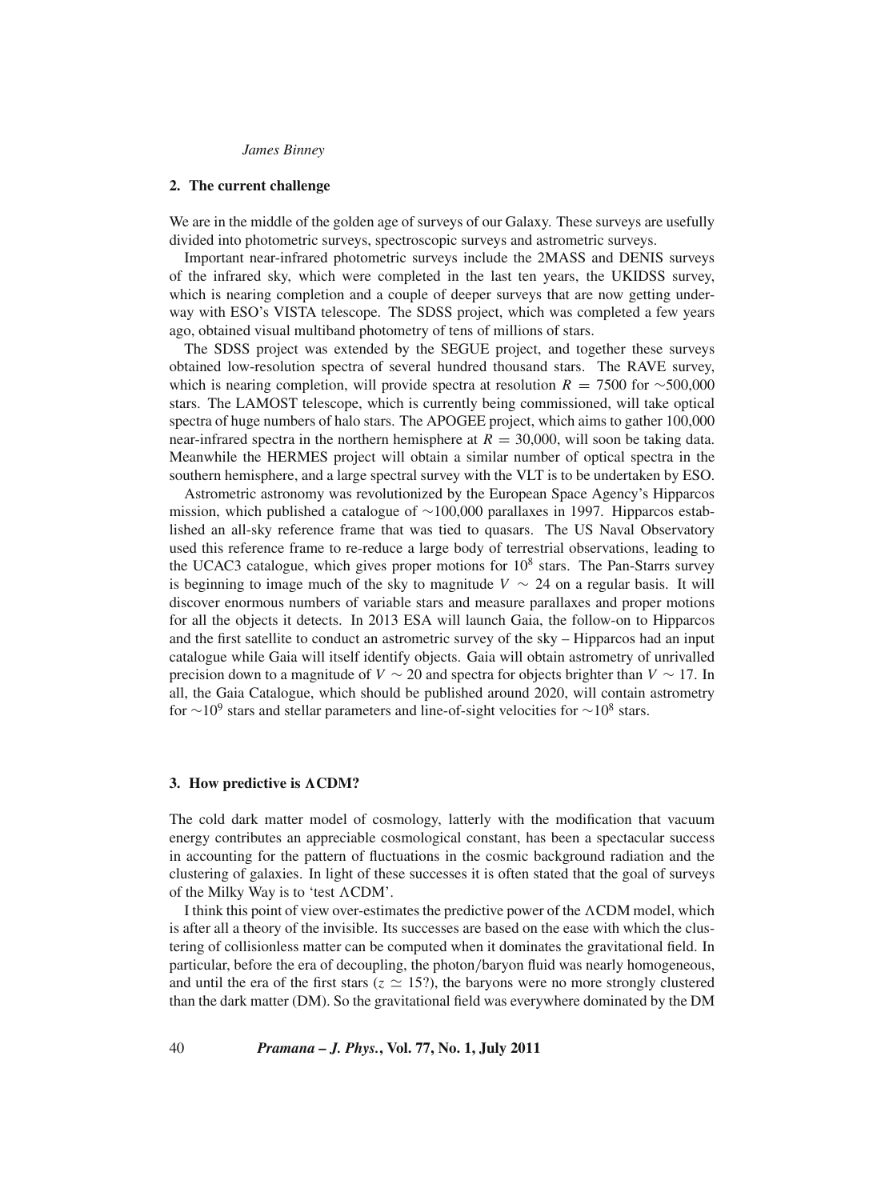## 2. The current challenge

We are in the middle of the golden age of surveys of our Galaxy. These surveys are usefully divided into photometric surveys, spectroscopic surveys and astrometric surveys.

Important near-infrared photometric surveys include the 2MASS and DENIS surveys of the infrared sky, which were completed in the last ten years, the UKIDSS survey, which is nearing completion and a couple of deeper surveys that are now getting underway with ESO's VISTA telescope. The SDSS project, which was completed a few years ago, obtained visual multiband photometry of tens of millions of stars.

The SDSS project was extended by the SEGUE project, and together these surveys obtained low-resolution spectra of several hundred thousand stars. The RAVE survey, which is nearing completion, will provide spectra at resolution $R = 7500$ for $\sim$500,000 stars. The LAMOST telescope, which is currently being commissioned, will take optical spectra of huge numbers of halo stars. The APOGEE project, which aims to gather 100,000 near-infrared spectra in the northern hemisphere at $R = 30{,}000$, will soon be taking data. Meanwhile the HERMES project will obtain a similar number of optical spectra in the southern hemisphere, and a large spectral survey with the VLT is to be undertaken by ESO.

Astrometric astronomy was revolutionized by the European Space Agency's Hipparcos mission, which published a catalogue of $\sim$100,000 parallaxes in 1997. Hipparcos established an all-sky reference frame that was tied to quasars. The US Naval Observatory used this reference frame to re-reduce a large body of terrestrial observations, leading to the UCAC3 catalogue, which gives proper motions for $10^8$ stars. The Pan-Starrs survey is beginning to image much of the sky to magnitude $V \sim 24$ on a regular basis. It will discover enormous numbers of variable stars and measure parallaxes and proper motions for all the objects it detects. In 2013 ESA will launch Gaia, the follow-on to Hipparcos and the first satellite to conduct an astrometric survey of the sky – Hipparcos had an input catalogue while Gaia will itself identify objects. Gaia will obtain astrometry of unrivalled precision down to a magnitude of $V \sim 20$ and spectra for objects brighter than $V \sim 17$. In all, the Gaia Catalogue, which should be published around 2020, will contain astrometry for $\sim 10^9$ stars and stellar parameters and line-of-sight velocities for $\sim 10^8$ stars.

## 3. How predictive is ΛCDM?

The cold dark matter model of cosmology, latterly with the modification that vacuum energy contributes an appreciable cosmological constant, has been a spectacular success in accounting for the pattern of fluctuations in the cosmic background radiation and the clustering of galaxies. In light of these successes it is often stated that the goal of surveys of the Milky Way is to 'test ΛCDM'.

I think this point of view over-estimates the predictive power of the ΛCDM model, which is after all a theory of the invisible. Its successes are based on the ease with which the clustering of collisionless matter can be computed when it dominates the gravitational field. In particular, before the era of decoupling, the photon/baryon fluid was nearly homogeneous, and until the era of the first stars ($z \simeq 15$?), the baryons were no more strongly clustered than the dark matter (DM). So the gravitational field was everywhere dominated by the DM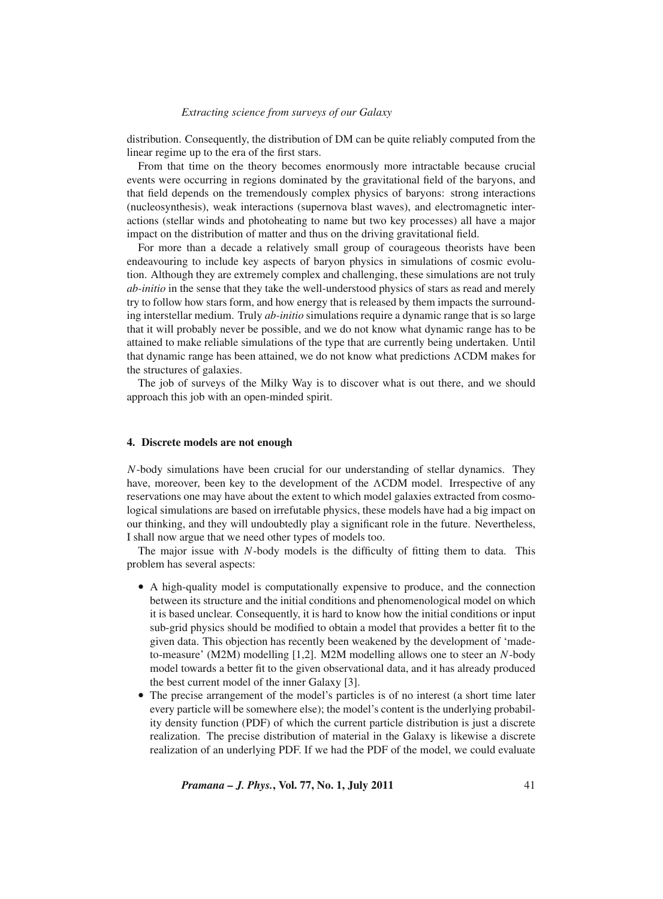distribution. Consequently, the distribution of DM can be quite reliably computed from the linear regime up to the era of the first stars.

From that time on the theory becomes enormously more intractable because crucial events were occurring in regions dominated by the gravitational field of the baryons, and that field depends on the tremendously complex physics of baryons: strong interactions (nucleosynthesis), weak interactions (supernova blast waves), and electromagnetic interactions (stellar winds and photoheating to name but two key processes) all have a major impact on the distribution of matter and thus on the driving gravitational field.

For more than a decade a relatively small group of courageous theorists have been endeavouring to include key aspects of baryon physics in simulations of cosmic evolution. Although they are extremely complex and challenging, these simulations are not truly *ab-initio* in the sense that they take the well-understood physics of stars as read and merely try to follow how stars form, and how energy that is released by them impacts the surrounding interstellar medium. Truly *ab-initio* simulations require a dynamic range that is so large that it will probably never be possible, and we do not know what dynamic range has to be attained to make reliable simulations of the type that are currently being undertaken. Until that dynamic range has been attained, we do not know what predictions ΛCDM makes for the structures of galaxies.

The job of surveys of the Milky Way is to discover what is out there, and we should approach this job with an open-minded spirit.

## 4. Discrete models are not enough

$N$-body simulations have been crucial for our understanding of stellar dynamics. They have, moreover, been key to the development of the ΛCDM model. Irrespective of any reservations one may have about the extent to which model galaxies extracted from cosmological simulations are based on irrefutable physics, these models have had a big impact on our thinking, and they will undoubtedly play a significant role in the future. Nevertheless, I shall now argue that we need other types of models too.

The major issue with $N$-body models is the difficulty of fitting them to data. This problem has several aspects:

- A high-quality model is computationally expensive to produce, and the connection between its structure and the initial conditions and phenomenological model on which it is based unclear. Consequently, it is hard to know how the initial conditions or input sub-grid physics should be modified to obtain a model that provides a better fit to the given data. This objection has recently been weakened by the development of 'made-to-measure' (M2M) modelling [1,2]. M2M modelling allows one to steer an $N$-body model towards a better fit to the given observational data, and it has already produced the best current model of the inner Galaxy [3].
- The precise arrangement of the model's particles is of no interest (a short time later every particle will be somewhere else); the model's content is the underlying probability density function (PDF) of which the current particle distribution is just a discrete realization. The precise distribution of material in the Galaxy is likewise a discrete realization of an underlying PDF. If we had the PDF of the model, we could evaluate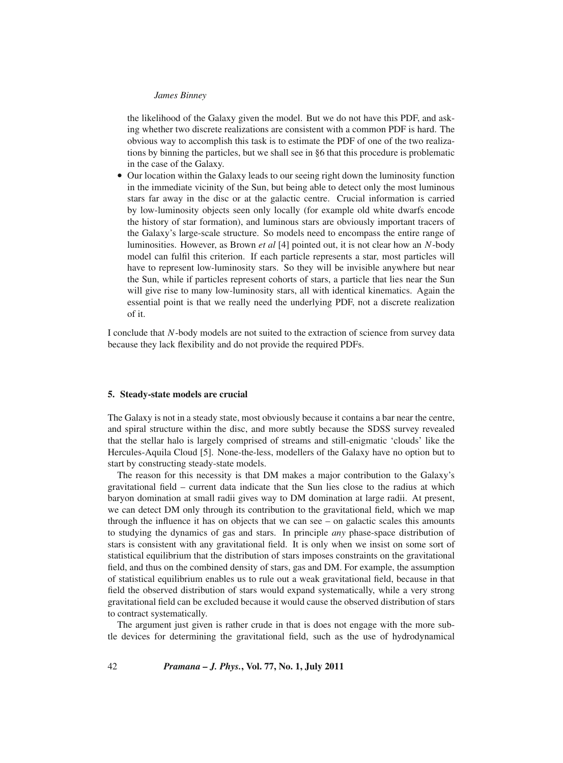the likelihood of the Galaxy given the model. But we do not have this PDF, and asking whether two discrete realizations are consistent with a common PDF is hard. The obvious way to accomplish this task is to estimate the PDF of one of the two realizations by binning the particles, but we shall see in §6 that this procedure is problematic in the case of the Galaxy.

- Our location within the Galaxy leads to our seeing right down the luminosity function in the immediate vicinity of the Sun, but being able to detect only the most luminous stars far away in the disc or at the galactic centre. Crucial information is carried by low-luminosity objects seen only locally (for example old white dwarfs encode the history of star formation), and luminous stars are obviously important tracers of the Galaxy's large-scale structure. So models need to encompass the entire range of luminosities. However, as Brown *et al* [4] pointed out, it is not clear how an $N$-body model can fulfil this criterion. If each particle represents a star, most particles will have to represent low-luminosity stars. So they will be invisible anywhere but near the Sun, while if particles represent cohorts of stars, a particle that lies near the Sun will give rise to many low-luminosity stars, all with identical kinematics. Again the essential point is that we really need the underlying PDF, not a discrete realization of it.

I conclude that $N$-body models are not suited to the extraction of science from survey data because they lack flexibility and do not provide the required PDFs.

## 5. Steady-state models are crucial

The Galaxy is not in a steady state, most obviously because it contains a bar near the centre, and spiral structure within the disc, and more subtly because the SDSS survey revealed that the stellar halo is largely comprised of streams and still-enigmatic 'clouds' like the Hercules-Aquila Cloud [5]. None-the-less, modellers of the Galaxy have no option but to start by constructing steady-state models.

The reason for this necessity is that DM makes a major contribution to the Galaxy's gravitational field – current data indicate that the Sun lies close to the radius at which baryon domination at small radii gives way to DM domination at large radii. At present, we can detect DM only through its contribution to the gravitational field, which we map through the influence it has on objects that we can see – on galactic scales this amounts to studying the dynamics of gas and stars. In principle *any* phase-space distribution of stars is consistent with any gravitational field. It is only when we insist on some sort of statistical equilibrium that the distribution of stars imposes constraints on the gravitational field, and thus on the combined density of stars, gas and DM. For example, the assumption of statistical equilibrium enables us to rule out a weak gravitational field, because in that field the observed distribution of stars would expand systematically, while a very strong gravitational field can be excluded because it would cause the observed distribution of stars to contract systematically.

The argument just given is rather crude in that is does not engage with the more subtle devices for determining the gravitational field, such as the use of hydrodynamical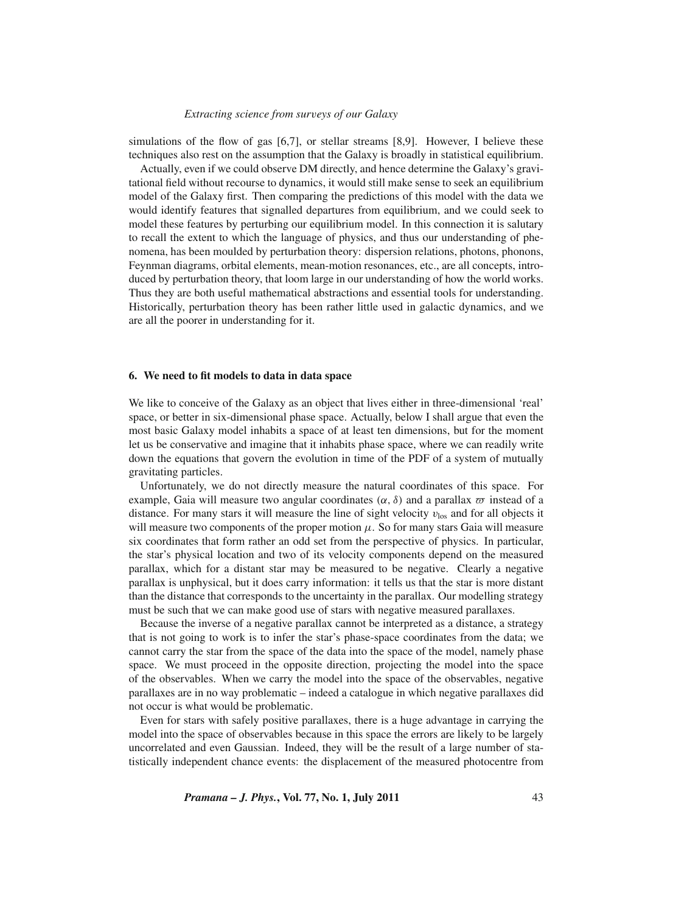simulations of the flow of gas [6,7], or stellar streams [8,9]. However, I believe these techniques also rest on the assumption that the Galaxy is broadly in statistical equilibrium.

Actually, even if we could observe DM directly, and hence determine the Galaxy's gravitational field without recourse to dynamics, it would still make sense to seek an equilibrium model of the Galaxy first. Then comparing the predictions of this model with the data we would identify features that signalled departures from equilibrium, and we could seek to model these features by perturbing our equilibrium model. In this connection it is salutary to recall the extent to which the language of physics, and thus our understanding of phenomena, has been moulded by perturbation theory: dispersion relations, photons, phonons, Feynman diagrams, orbital elements, mean-motion resonances, etc., are all concepts, introduced by perturbation theory, that loom large in our understanding of how the world works. Thus they are both useful mathematical abstractions and essential tools for understanding. Historically, perturbation theory has been rather little used in galactic dynamics, and we are all the poorer in understanding for it.

## 6. We need to fit models to data in data space

We like to conceive of the Galaxy as an object that lives either in three-dimensional 'real' space, or better in six-dimensional phase space. Actually, below I shall argue that even the most basic Galaxy model inhabits a space of at least ten dimensions, but for the moment let us be conservative and imagine that it inhabits phase space, where we can readily write down the equations that govern the evolution in time of the PDF of a system of mutually gravitating particles.

Unfortunately, we do not directly measure the natural coordinates of this space. For example, Gaia will measure two angular coordinates $(\alpha, \delta)$ and a parallax $\varpi$ instead of a distance. For many stars it will measure the line of sight velocity $v_{\rm los}$ and for all objects it will measure two components of the proper motion $\mu$. So for many stars Gaia will measure six coordinates that form rather an odd set from the perspective of physics. In particular, the star's physical location and two of its velocity components depend on the measured parallax, which for a distant star may be measured to be negative. Clearly a negative parallax is unphysical, but it does carry information: it tells us that the star is more distant than the distance that corresponds to the uncertainty in the parallax. Our modelling strategy must be such that we can make good use of stars with negative measured parallaxes.

Because the inverse of a negative parallax cannot be interpreted as a distance, a strategy that is not going to work is to infer the star's phase-space coordinates from the data; we cannot carry the star from the space of the data into the space of the model, namely phase space. We must proceed in the opposite direction, projecting the model into the space of the observables. When we carry the model into the space of the observables, negative parallaxes are in no way problematic – indeed a catalogue in which negative parallaxes did not occur is what would be problematic.

Even for stars with safely positive parallaxes, there is a huge advantage in carrying the model into the space of observables because in this space the errors are likely to be largely uncorrelated and even Gaussian. Indeed, they will be the result of a large number of statistically independent chance events: the displacement of the measured photocentre from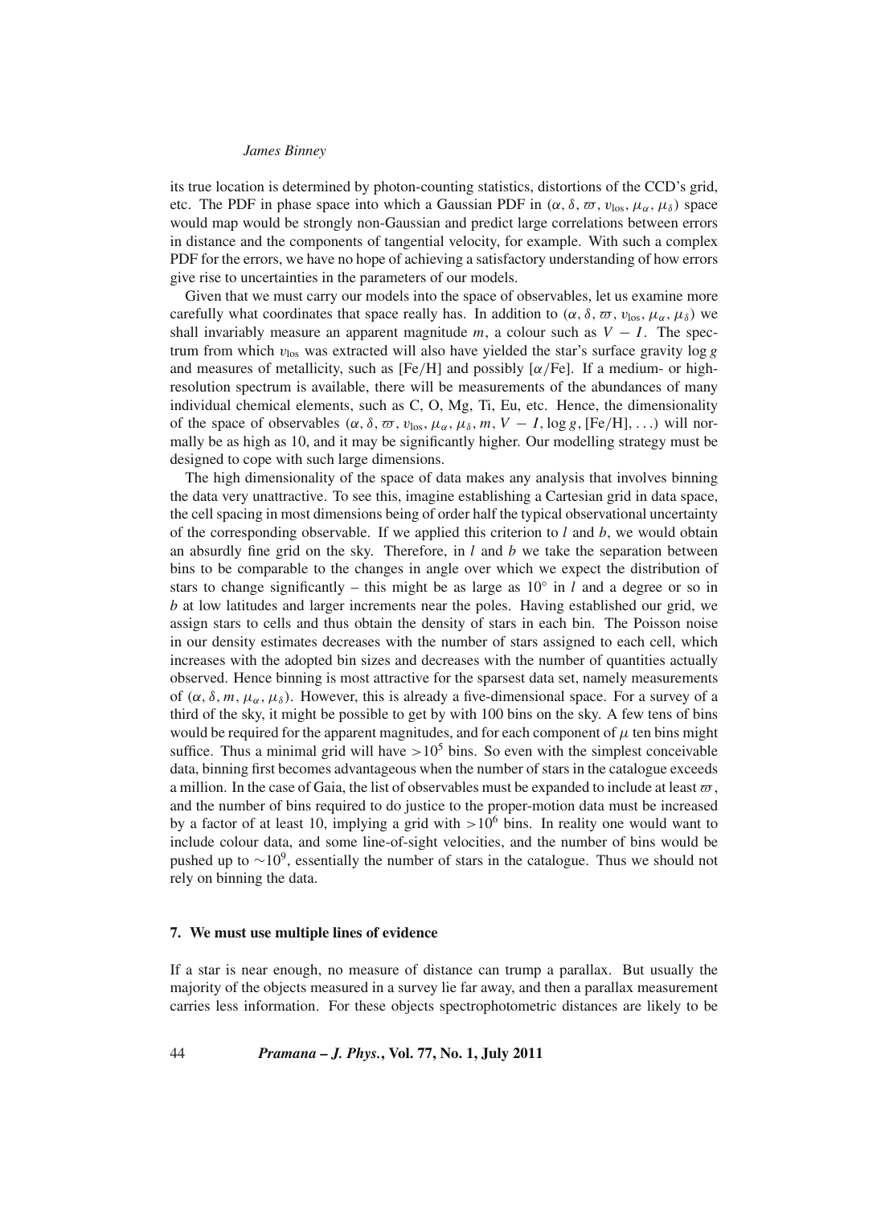its true location is determined by photon-counting statistics, distortions of the CCD's grid, etc. The PDF in phase space into which a Gaussian PDF in $(\alpha, \delta, \varpi, v_{\rm los}, \mu_\alpha, \mu_\delta)$ space would map would be strongly non-Gaussian and predict large correlations between errors in distance and the components of tangential velocity, for example. With such a complex PDF for the errors, we have no hope of achieving a satisfactory understanding of how errors give rise to uncertainties in the parameters of our models.

Given that we must carry our models into the space of observables, let us examine more carefully what coordinates that space really has. In addition to $(\alpha, \delta, \varpi, v_{\rm los}, \mu_\alpha, \mu_\delta)$ we shall invariably measure an apparent magnitude $m$, a colour such as $V - I$. The spectrum from which $v_{\rm los}$ was extracted will also have yielded the star's surface gravity $\log g$ and measures of metallicity, such as [Fe/H] and possibly [$\alpha$/Fe]. If a medium- or high-resolution spectrum is available, there will be measurements of the abundances of many individual chemical elements, such as C, O, Mg, Ti, Eu, etc. Hence, the dimensionality of the space of observables $(\alpha, \delta, \varpi, v_{\rm los}, \mu_\alpha, \mu_\delta, m, V - I, \log g, [{\rm Fe/H}], \ldots)$ will normally be as high as 10, and it may be significantly higher. Our modelling strategy must be designed to cope with such large dimensions.

The high dimensionality of the space of data makes any analysis that involves binning the data very unattractive. To see this, imagine establishing a Cartesian grid in data space, the cell spacing in most dimensions being of order half the typical observational uncertainty of the corresponding observable. If we applied this criterion to $l$ and $b$, we would obtain an absurdly fine grid on the sky. Therefore, in $l$ and $b$ we take the separation between bins to be comparable to the changes in angle over which we expect the distribution of stars to change significantly – this might be as large as $10^\circ$ in $l$ and a degree or so in $b$ at low latitudes and larger increments near the poles. Having established our grid, we assign stars to cells and thus obtain the density of stars in each bin. The Poisson noise in our density estimates decreases with the number of stars assigned to each cell, which increases with the adopted bin sizes and decreases with the number of quantities actually observed. Hence binning is most attractive for the sparsest data set, namely measurements of $(\alpha, \delta, m, \mu_\alpha, \mu_\delta)$. However, this is already a five-dimensional space. For a survey of a third of the sky, it might be possible to get by with 100 bins on the sky. A few tens of bins would be required for the apparent magnitudes, and for each component of $\mu$ ten bins might suffice. Thus a minimal grid will have $>10^5$ bins. So even with the simplest conceivable data, binning first becomes advantageous when the number of stars in the catalogue exceeds a million. In the case of Gaia, the list of observables must be expanded to include at least $\varpi$, and the number of bins required to do justice to the proper-motion data must be increased by a factor of at least 10, implying a grid with $>10^6$ bins. In reality one would want to include colour data, and some line-of-sight velocities, and the number of bins would be pushed up to $\sim 10^9$, essentially the number of stars in the catalogue. Thus we should not rely on binning the data.

## 7. We must use multiple lines of evidence

If a star is near enough, no measure of distance can trump a parallax. But usually the majority of the objects measured in a survey lie far away, and then a parallax measurement carries less information. For these objects spectrophotometric distances are likely to be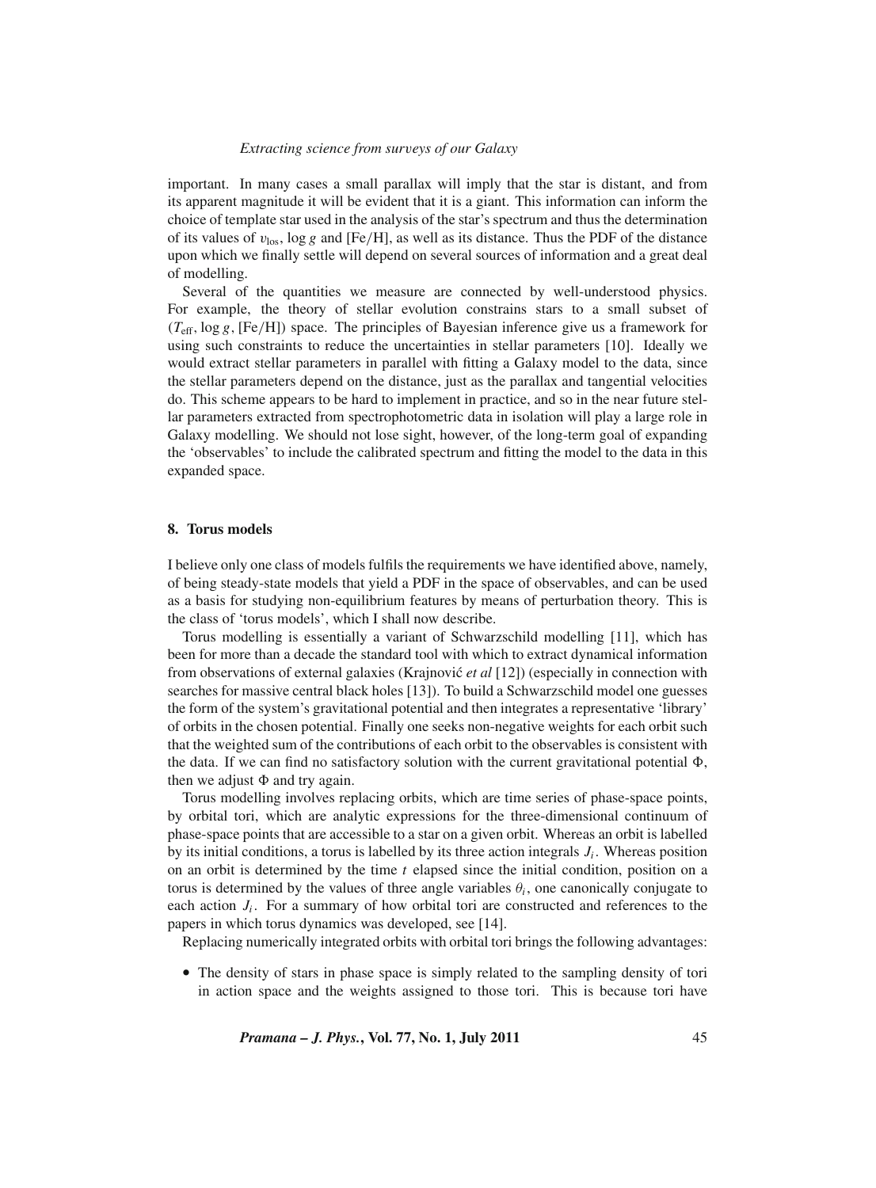important. In many cases a small parallax will imply that the star is distant, and from its apparent magnitude it will be evident that it is a giant. This information can inform the choice of template star used in the analysis of the star's spectrum and thus the determination of its values of $v_{\rm los}$, $\log g$ and [Fe/H], as well as its distance. Thus the PDF of the distance upon which we finally settle will depend on several sources of information and a great deal of modelling.

Several of the quantities we measure are connected by well-understood physics. For example, the theory of stellar evolution constrains stars to a small subset of ($T_{\rm eff}$, $\log g$, [Fe/H]) space. The principles of Bayesian inference give us a framework for using such constraints to reduce the uncertainties in stellar parameters [10]. Ideally we would extract stellar parameters in parallel with fitting a Galaxy model to the data, since the stellar parameters depend on the distance, just as the parallax and tangential velocities do. This scheme appears to be hard to implement in practice, and so in the near future stellar parameters extracted from spectrophotometric data in isolation will play a large role in Galaxy modelling. We should not lose sight, however, of the long-term goal of expanding the 'observables' to include the calibrated spectrum and fitting the model to the data in this expanded space.

## 8. Torus models

I believe only one class of models fulfils the requirements we have identified above, namely, of being steady-state models that yield a PDF in the space of observables, and can be used as a basis for studying non-equilibrium features by means of perturbation theory. This is the class of 'torus models', which I shall now describe.

Torus modelling is essentially a variant of Schwarzschild modelling [11], which has been for more than a decade the standard tool with which to extract dynamical information from observations of external galaxies (Krajnović *et al* [12]) (especially in connection with searches for massive central black holes [13]). To build a Schwarzschild model one guesses the form of the system's gravitational potential and then integrates a representative 'library' of orbits in the chosen potential. Finally one seeks non-negative weights for each orbit such that the weighted sum of the contributions of each orbit to the observables is consistent with the data. If we can find no satisfactory solution with the current gravitational potential $\Phi$, then we adjust $\Phi$ and try again.

Torus modelling involves replacing orbits, which are time series of phase-space points, by orbital tori, which are analytic expressions for the three-dimensional continuum of phase-space points that are accessible to a star on a given orbit. Whereas an orbit is labelled by its initial conditions, a torus is labelled by its three action integrals $J_i$. Whereas position on an orbit is determined by the time $t$ elapsed since the initial condition, position on a torus is determined by the values of three angle variables $\theta_i$, one canonically conjugate to each action $J_i$. For a summary of how orbital tori are constructed and references to the papers in which torus dynamics was developed, see [14].

Replacing numerically integrated orbits with orbital tori brings the following advantages:

- The density of stars in phase space is simply related to the sampling density of tori in action space and the weights assigned to those tori. This is because tori have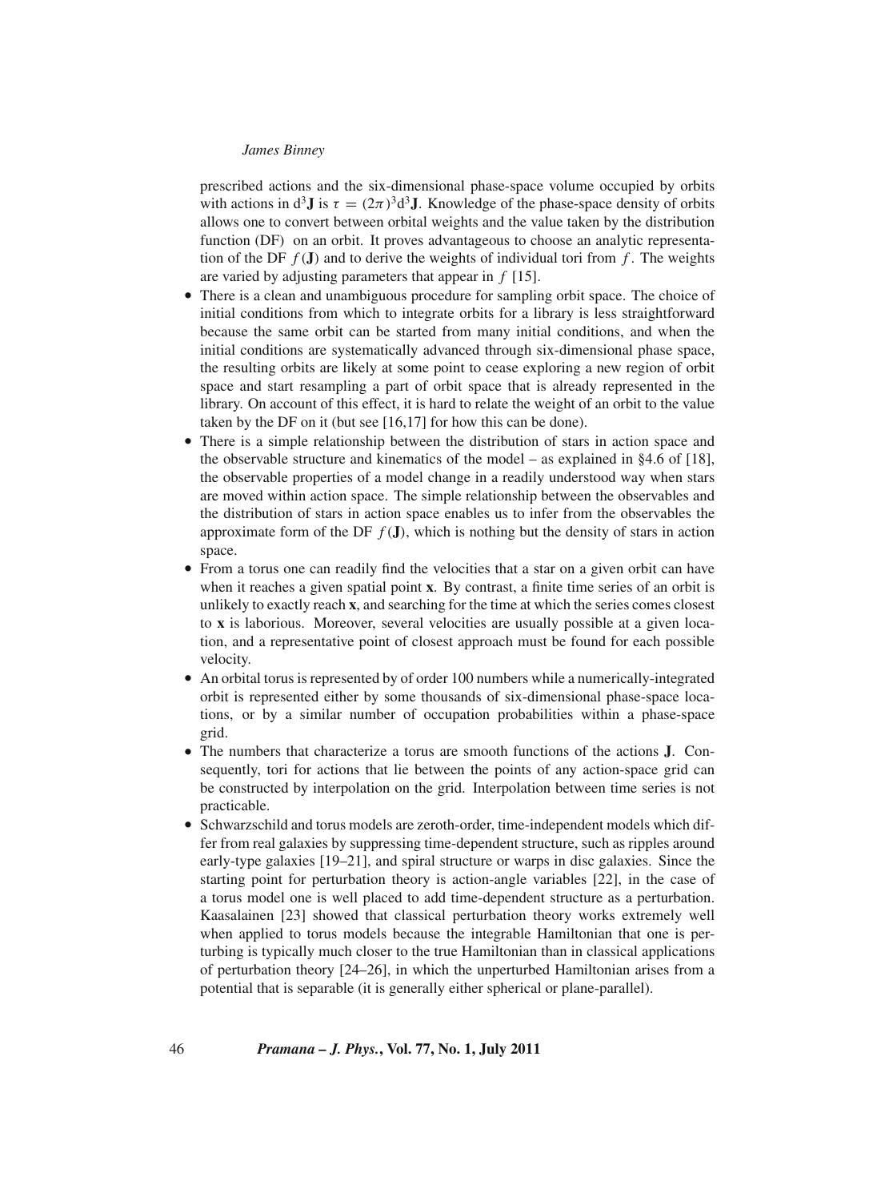prescribed actions and the six-dimensional phase-space volume occupied by orbits with actions in $d^3\mathbf{J}$ is $\tau = (2\pi)^3 d^3\mathbf{J}$. Knowledge of the phase-space density of orbits allows one to convert between orbital weights and the value taken by the distribution function (DF) on an orbit. It proves advantageous to choose an analytic representation of the DF $f(\mathbf{J})$ and to derive the weights of individual tori from $f$. The weights are varied by adjusting parameters that appear in $f$ [15].

- There is a clean and unambiguous procedure for sampling orbit space. The choice of initial conditions from which to integrate orbits for a library is less straightforward because the same orbit can be started from many initial conditions, and when the initial conditions are systematically advanced through six-dimensional phase space, the resulting orbits are likely at some point to cease exploring a new region of orbit space and start resampling a part of orbit space that is already represented in the library. On account of this effect, it is hard to relate the weight of an orbit to the value taken by the DF on it (but see [16,17] for how this can be done).
- There is a simple relationship between the distribution of stars in action space and the observable structure and kinematics of the model – as explained in §4.6 of [18], the observable properties of a model change in a readily understood way when stars are moved within action space. The simple relationship between the observables and the distribution of stars in action space enables us to infer from the observables the approximate form of the DF $f(\mathbf{J})$, which is nothing but the density of stars in action space.
- From a torus one can readily find the velocities that a star on a given orbit can have when it reaches a given spatial point $\mathbf{x}$. By contrast, a finite time series of an orbit is unlikely to exactly reach $\mathbf{x}$, and searching for the time at which the series comes closest to $\mathbf{x}$ is laborious. Moreover, several velocities are usually possible at a given location, and a representative point of closest approach must be found for each possible velocity.
- An orbital torus is represented by of order 100 numbers while a numerically-integrated orbit is represented either by some thousands of six-dimensional phase-space locations, or by a similar number of occupation probabilities within a phase-space grid.
- The numbers that characterize a torus are smooth functions of the actions $\mathbf{J}$. Consequently, tori for actions that lie between the points of any action-space grid can be constructed by interpolation on the grid. Interpolation between time series is not practicable.
- Schwarzschild and torus models are zeroth-order, time-independent models which differ from real galaxies by suppressing time-dependent structure, such as ripples around early-type galaxies [19–21], and spiral structure or warps in disc galaxies. Since the starting point for perturbation theory is action-angle variables [22], in the case of a torus model one is well placed to add time-dependent structure as a perturbation. Kaasalainen [23] showed that classical perturbation theory works extremely well when applied to torus models because the integrable Hamiltonian that one is perturbing is typically much closer to the true Hamiltonian than in classical applications of perturbation theory [24–26], in which the unperturbed Hamiltonian arises from a potential that is separable (it is generally either spherical or plane-parallel).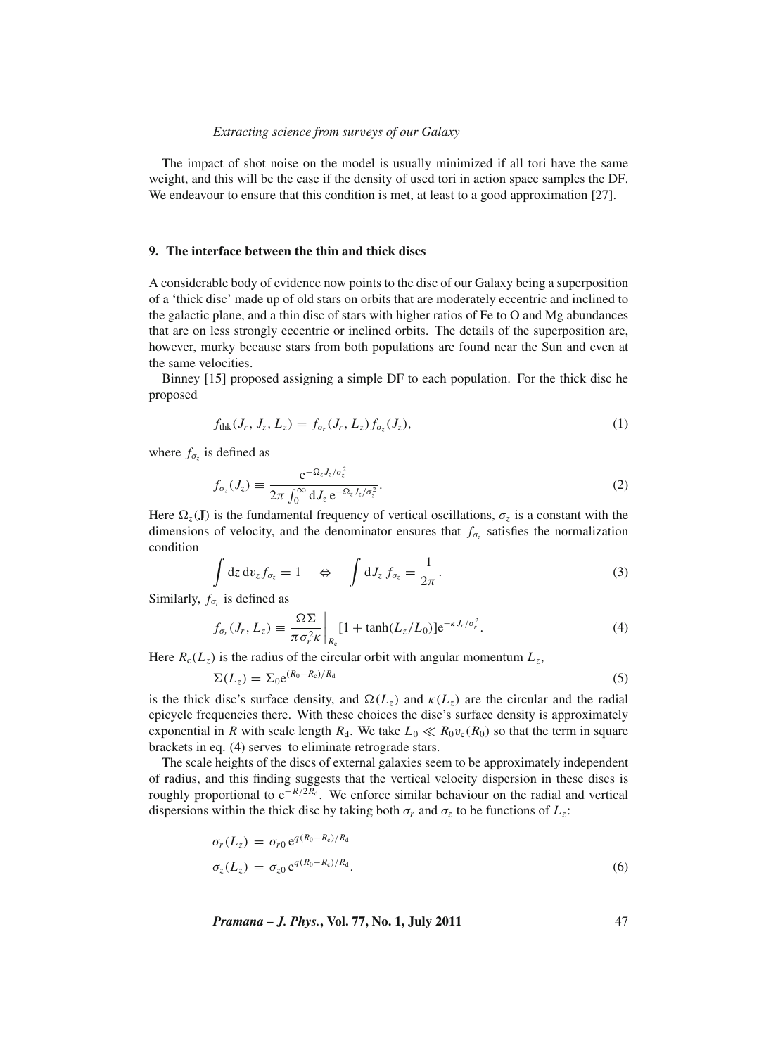The impact of shot noise on the model is usually minimized if all tori have the same weight, and this will be the case if the density of used tori in action space samples the DF. We endeavour to ensure that this condition is met, at least to a good approximation [27].

## 9. The interface between the thin and thick discs

A considerable body of evidence now points to the disc of our Galaxy being a superposition of a 'thick disc' made up of old stars on orbits that are moderately eccentric and inclined to the galactic plane, and a thin disc of stars with higher ratios of Fe to O and Mg abundances that are on less strongly eccentric or inclined orbits. The details of the superposition are, however, murky because stars from both populations are found near the Sun and even at the same velocities.

Binney [15] proposed assigning a simple DF to each population. For the thick disc he proposed

$$f_{\rm thk}(J_r, J_z, L_z) = f_{\sigma_r}(J_r, L_z) f_{\sigma_z}(J_z), \tag{1}$$

where $f_{\sigma_z}$ is defined as

$$f_{\sigma_z}(J_z) \equiv \frac{{\rm e}^{-\Omega_z J_z/\sigma_z^2}}{2\pi \int_0^\infty {\rm d}J_z\, {\rm e}^{-\Omega_z J_z/\sigma_z^2}}. \tag{2}$$

Here $\Omega_z(\mathbf{J})$ is the fundamental frequency of vertical oscillations, $\sigma_z$ is a constant with the dimensions of velocity, and the denominator ensures that $f_{\sigma_z}$ satisfies the normalization condition

$$\int {\rm d}z\, {\rm d}v_z\, f_{\sigma_z} = 1 \quad \Leftrightarrow \quad \int {\rm d}J_z\, f_{\sigma_z} = \frac{1}{2\pi}. \tag{3}$$

Similarly, $f_{\sigma_r}$ is defined as

$$f_{\sigma_r}(J_r, L_z) \equiv \left.\frac{\Omega \Sigma}{\pi \sigma_r^2 \kappa}\right|_{R_{\rm c}} [1 + \tanh(L_z/L_0)]{\rm e}^{-\kappa J_r/\sigma_r^2}. \tag{4}$$

Here $R_{\rm c}(L_z)$ is the radius of the circular orbit with angular momentum $L_z$,

$$\Sigma(L_z) = \Sigma_0 {\rm e}^{(R_0 - R_{\rm c})/R_{\rm d}} \tag{5}$$

is the thick disc's surface density, and $\Omega(L_z)$ and $\kappa(L_z)$ are the circular and the radial epicycle frequencies there. With these choices the disc's surface density is approximately exponential in $R$ with scale length $R_{\rm d}$. We take $L_0 \ll R_0 v_{\rm c}(R_0)$ so that the term in square brackets in eq. (4) serves to eliminate retrograde stars.

The scale heights of the discs of external galaxies seem to be approximately independent of radius, and this finding suggests that the vertical velocity dispersion in these discs is roughly proportional to ${\rm e}^{-R/2R_{\rm d}}$. We enforce similar behaviour on the radial and vertical dispersions within the thick disc by taking both $\sigma_r$ and $\sigma_z$ to be functions of $L_z$:

$$\begin{aligned}
\sigma_r(L_z) &= \sigma_{r0}\, {\rm e}^{q(R_0 - R_{\rm c})/R_{\rm d}} \\
\sigma_z(L_z) &= \sigma_{z0}\, {\rm e}^{q(R_0 - R_{\rm c})/R_{\rm d}}.
\end{aligned} \tag{6}$$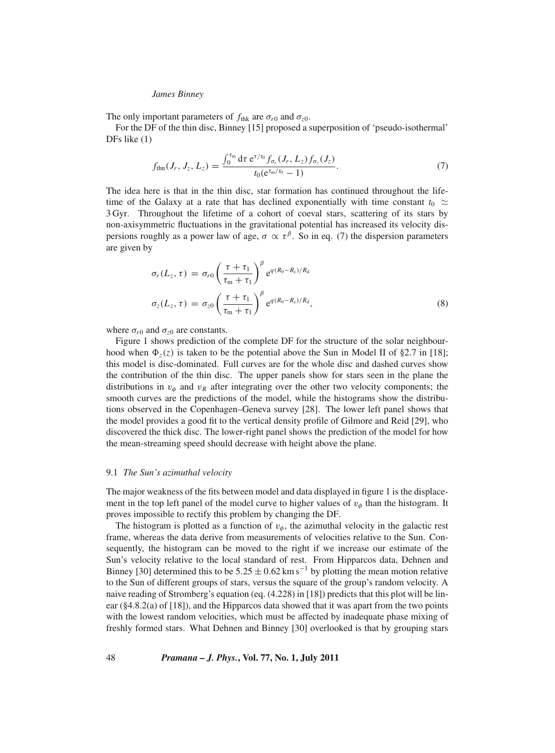The only important parameters of $f_{\rm thk}$ are $\sigma_{r0}$ and $\sigma_{z0}$.

For the DF of the thin disc, Binney [15] proposed a superposition of 'pseudo-isothermal' DFs like (1)

$$f_{\rm thn}(J_r, J_z, L_z) = \frac{\int_0^{\tau_{\rm m}} {\rm d}\tau\, {\rm e}^{\tau/t_0} f_{\sigma_r}(J_r, L_z) f_{\sigma_z}(J_z)}{t_0({\rm e}^{\tau_{\rm m}/t_0} - 1)}. \tag{7}$$

The idea here is that in the thin disc, star formation has continued throughout the lifetime of the Galaxy at a rate that has declined exponentially with time constant $t_0 \simeq 3\,$Gyr. Throughout the lifetime of a cohort of coeval stars, scattering of its stars by non-axisymmetric fluctuations in the gravitational potential has increased its velocity dispersions roughly as a power law of age, $\sigma \propto \tau^\beta$. So in eq. (7) the dispersion parameters are given by

$$\begin{aligned}
\sigma_r(L_z, \tau) &= \sigma_{r0} \left( \frac{\tau + \tau_1}{\tau_{\rm m} + \tau_1} \right)^\beta {\rm e}^{q(R_0 - R_{\rm c})/R_{\rm d}} \\
\sigma_z(L_z, \tau) &= \sigma_{z0} \left( \frac{\tau + \tau_1}{\tau_{\rm m} + \tau_1} \right)^\beta {\rm e}^{q(R_0 - R_{\rm c})/R_{\rm d}},
\end{aligned} \tag{8}$$

where $\sigma_{r0}$ and $\sigma_{z0}$ are constants.

Figure 1 shows prediction of the complete DF for the structure of the solar neighbourhood when $\Phi_z(z)$ is taken to be the potential above the Sun in Model II of §2.7 in [18]; this model is disc-dominated. Full curves are for the whole disc and dashed curves show the contribution of the thin disc. The upper panels show for stars seen in the plane the distributions in $v_\phi$ and $v_R$ after integrating over the other two velocity components; the smooth curves are the predictions of the model, while the histograms show the distributions observed in the Copenhagen–Geneva survey [28]. The lower left panel shows that the model provides a good fit to the vertical density profile of Gilmore and Reid [29], who discovered the thick disc. The lower-right panel shows the prediction of the model for how the mean-streaming speed should decrease with height above the plane.

### 9.1 *The Sun's azimuthal velocity*

The major weakness of the fits between model and data displayed in figure 1 is the displacement in the top left panel of the model curve to higher values of $v_\phi$ than the histogram. It proves impossible to rectify this problem by changing the DF.

The histogram is plotted as a function of $v_\phi$, the azimuthal velocity in the galactic rest frame, whereas the data derive from measurements of velocities relative to the Sun. Consequently, the histogram can be moved to the right if we increase our estimate of the Sun's velocity relative to the local standard of rest. From Hipparcos data, Dehnen and Binney [30] determined this to be $5.25 \pm 0.62\,{\rm km\,s}^{-1}$ by plotting the mean motion relative to the Sun of different groups of stars, versus the square of the group's random velocity. A naive reading of Stromberg's equation (eq. (4.228) in [18]) predicts that this plot will be linear (§4.8.2(a) of [18]), and the Hipparcos data showed that it was apart from the two points with the lowest random velocities, which must be affected by inadequate phase mixing of freshly formed stars. What Dehnen and Binney [30] overlooked is that by grouping stars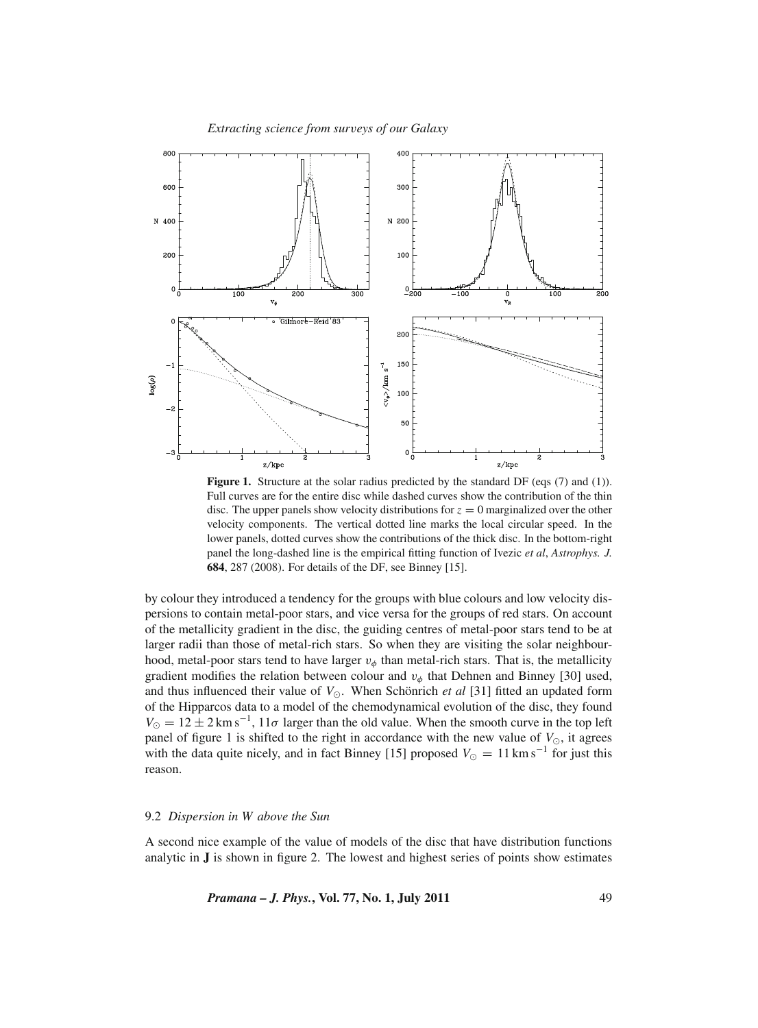**Figure 1.** Structure at the solar radius predicted by the standard DF (eqs (7) and (1)). Full curves are for the entire disc while dashed curves show the contribution of the thin disc. The upper panels show velocity distributions for $z = 0$ marginalized over the other velocity components. The vertical dotted line marks the local circular speed. In the lower panels, dotted curves show the contributions of the thick disc. In the bottom-right panel the long-dashed line is the empirical fitting function of Ivezic *et al*, *Astrophys. J.* **684**, 287 (2008). For details of the DF, see Binney [15].

by colour they introduced a tendency for the groups with blue colours and low velocity dispersions to contain metal-poor stars, and vice versa for the groups of red stars. On account of the metallicity gradient in the disc, the guiding centres of metal-poor stars tend to be at larger radii than those of metal-rich stars. So when they are visiting the solar neighbourhood, metal-poor stars tend to have larger $v_\phi$ than metal-rich stars. That is, the metallicity gradient modifies the relation between colour and $v_\phi$ that Dehnen and Binney [30] used, and thus influenced their value of $V_\odot$. When Schönrich *et al* [31] fitted an updated form of the Hipparcos data to a model of the chemodynamical evolution of the disc, they found $V_\odot = 12 \pm 2\,\mathrm{km\,s^{-1}}$, $11\sigma$ larger than the old value. When the smooth curve in the top left panel of figure 1 is shifted to the right in accordance with the new value of $V_\odot$, it agrees with the data quite nicely, and in fact Binney [15] proposed $V_\odot = 11\,\mathrm{km\,s^{-1}}$ for just this reason.

### 9.2 *Dispersion in W above the Sun*

A second nice example of the value of models of the disc that have distribution functions analytic in **J** is shown in figure 2. The lowest and highest series of points show estimates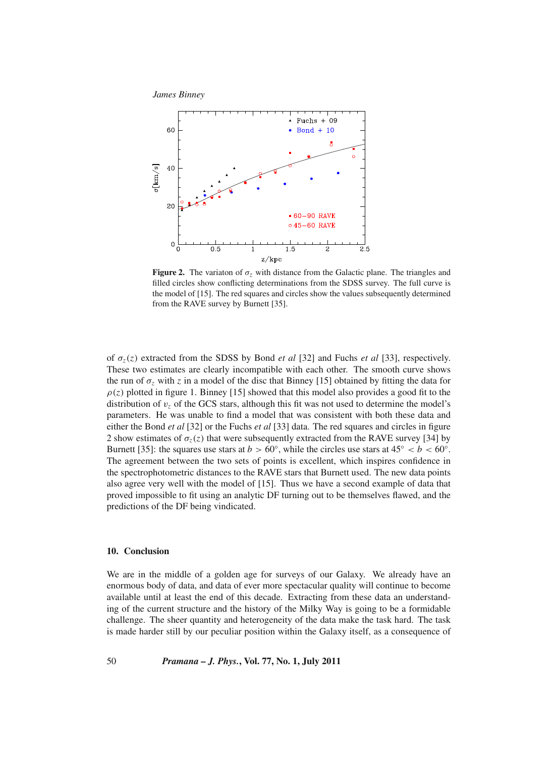**Figure 2.** The variaton of $\sigma_z$ with distance from the Galactic plane. The triangles and filled circles show conflicting determinations from the SDSS survey. The full curve is the model of [15]. The red squares and circles show the values subsequently determined from the RAVE survey by Burnett [35].

of $\sigma_z(z)$ extracted from the SDSS by Bond *et al* [32] and Fuchs *et al* [33], respectively. These two estimates are clearly incompatible with each other. The smooth curve shows the run of $\sigma_z$ with $z$ in a model of the disc that Binney [15] obtained by fitting the data for $\rho(z)$ plotted in figure 1. Binney [15] showed that this model also provides a good fit to the distribution of $v_z$ of the GCS stars, although this fit was not used to determine the model's parameters. He was unable to find a model that was consistent with both these data and either the Bond *et al* [32] or the Fuchs *et al* [33] data. The red squares and circles in figure 2 show estimates of $\sigma_z(z)$ that were subsequently extracted from the RAVE survey [34] by Burnett [35]: the squares use stars at $b > 60°$, while the circles use stars at $45° < b < 60°$. The agreement between the two sets of points is excellent, which inspires confidence in the spectrophotometric distances to the RAVE stars that Burnett used. The new data points also agree very well with the model of [15]. Thus we have a second example of data that proved impossible to fit using an analytic DF turning out to be themselves flawed, and the predictions of the DF being vindicated.

## 10. Conclusion

We are in the middle of a golden age for surveys of our Galaxy. We already have an enormous body of data, and data of ever more spectacular quality will continue to become available until at least the end of this decade. Extracting from these data an understanding of the current structure and the history of the Milky Way is going to be a formidable challenge. The sheer quantity and heterogeneity of the data make the task hard. The task is made harder still by our peculiar position within the Galaxy itself, as a consequence of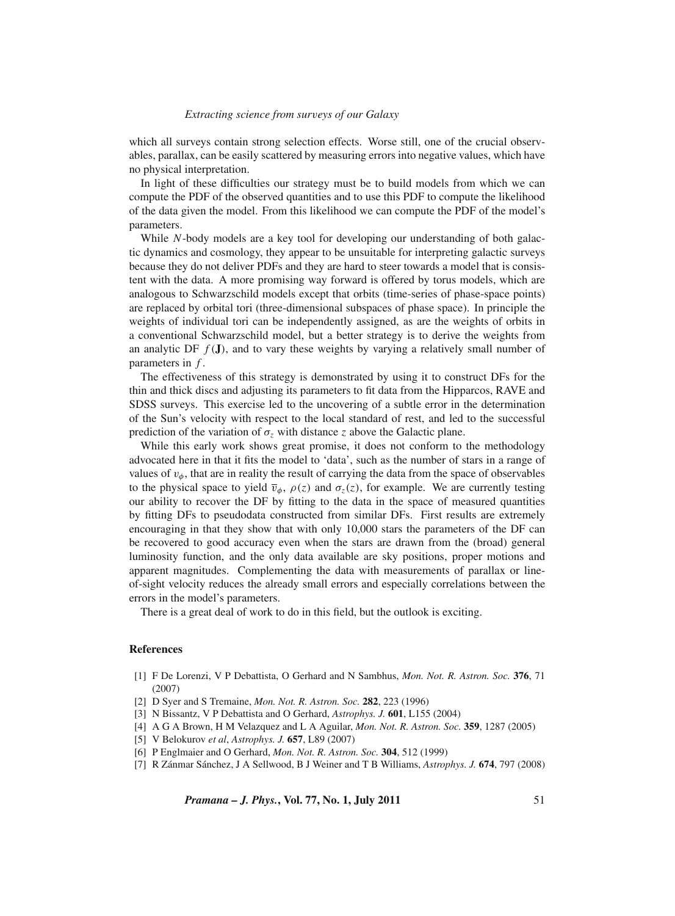which all surveys contain strong selection effects. Worse still, one of the crucial observables, parallax, can be easily scattered by measuring errors into negative values, which have no physical interpretation.

In light of these difficulties our strategy must be to build models from which we can compute the PDF of the observed quantities and to use this PDF to compute the likelihood of the data given the model. From this likelihood we can compute the PDF of the model's parameters.

While $N$-body models are a key tool for developing our understanding of both galactic dynamics and cosmology, they appear to be unsuitable for interpreting galactic surveys because they do not deliver PDFs and they are hard to steer towards a model that is consistent with the data. A more promising way forward is offered by torus models, which are analogous to Schwarzschild models except that orbits (time-series of phase-space points) are replaced by orbital tori (three-dimensional subspaces of phase space). In principle the weights of individual tori can be independently assigned, as are the weights of orbits in a conventional Schwarzschild model, but a better strategy is to derive the weights from an analytic DF $f(\mathbf{J})$, and to vary these weights by varying a relatively small number of parameters in $f$.

The effectiveness of this strategy is demonstrated by using it to construct DFs for the thin and thick discs and adjusting its parameters to fit data from the Hipparcos, RAVE and SDSS surveys. This exercise led to the uncovering of a subtle error in the determination of the Sun's velocity with respect to the local standard of rest, and led to the successful prediction of the variation of $\sigma_z$ with distance $z$ above the Galactic plane.

While this early work shows great promise, it does not conform to the methodology advocated here in that it fits the model to 'data', such as the number of stars in a range of values of $v_\phi$, that are in reality the result of carrying the data from the space of observables to the physical space to yield $\overline{v}_\phi$, $\rho(z)$ and $\sigma_z(z)$, for example. We are currently testing our ability to recover the DF by fitting to the data in the space of measured quantities by fitting DFs to pseudodata constructed from similar DFs. First results are extremely encouraging in that they show that with only 10,000 stars the parameters of the DF can be recovered to good accuracy even when the stars are drawn from the (broad) general luminosity function, and the only data available are sky positions, proper motions and apparent magnitudes. Complementing the data with measurements of parallax or line-of-sight velocity reduces the already small errors and especially correlations between the errors in the model's parameters.

There is a great deal of work to do in this field, but the outlook is exciting.

## References

[1] F De Lorenzi, V P Debattista, O Gerhard and N Sambhus, *Mon. Not. R. Astron. Soc.* **376**, 71 (2007)

[2] D Syer and S Tremaine, *Mon. Not. R. Astron. Soc.* **282**, 223 (1996)

[3] N Bissantz, V P Debattista and O Gerhard, *Astrophys. J.* **601**, L155 (2004)

[4] A G A Brown, H M Velazquez and L A Aguilar, *Mon. Not. R. Astron. Soc.* **359**, 1287 (2005)

[5] V Belokurov *et al*, *Astrophys. J.* **657**, L89 (2007)

[6] P Englmaier and O Gerhard, *Mon. Not. R. Astron. Soc.* **304**, 512 (1999)

[7] R Zánmar Sánchez, J A Sellwood, B J Weiner and T B Williams, *Astrophys. J.* **674**, 797 (2008)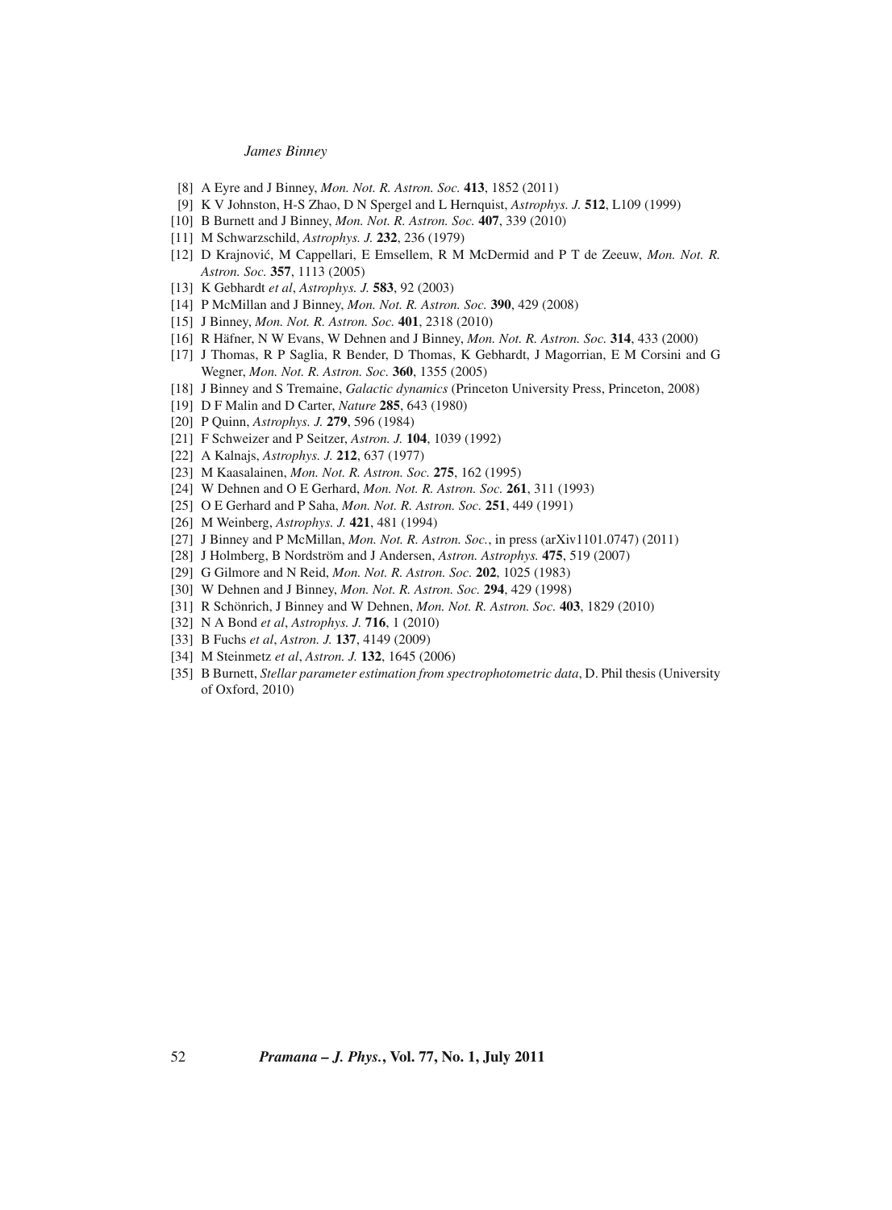[8] A Eyre and J Binney, *Mon. Not. R. Astron. Soc.* **413**, 1852 (2011)

[9] K V Johnston, H-S Zhao, D N Spergel and L Hernquist, *Astrophys. J.* **512**, L109 (1999)

[10] B Burnett and J Binney, *Mon. Not. R. Astron. Soc.* **407**, 339 (2010)

[11] M Schwarzschild, *Astrophys. J.* **232**, 236 (1979)

[12] D Krajnović, M Cappellari, E Emsellem, R M McDermid and P T de Zeeuw, *Mon. Not. R. Astron. Soc.* **357**, 1113 (2005)

[13] K Gebhardt *et al*, *Astrophys. J.* **583**, 92 (2003)

[14] P McMillan and J Binney, *Mon. Not. R. Astron. Soc.* **390**, 429 (2008)

[15] J Binney, *Mon. Not. R. Astron. Soc.* **401**, 2318 (2010)

[16] R Häfner, N W Evans, W Dehnen and J Binney, *Mon. Not. R. Astron. Soc.* **314**, 433 (2000)

[17] J Thomas, R P Saglia, R Bender, D Thomas, K Gebhardt, J Magorrian, E M Corsini and G Wegner, *Mon. Not. R. Astron. Soc.* **360**, 1355 (2005)

[18] J Binney and S Tremaine, *Galactic dynamics* (Princeton University Press, Princeton, 2008)

[19] D F Malin and D Carter, *Nature* **285**, 643 (1980)

[20] P Quinn, *Astrophys. J.* **279**, 596 (1984)

[21] F Schweizer and P Seitzer, *Astron. J.* **104**, 1039 (1992)

[22] A Kalnajs, *Astrophys. J.* **212**, 637 (1977)

[23] M Kaasalainen, *Mon. Not. R. Astron. Soc.* **275**, 162 (1995)

[24] W Dehnen and O E Gerhard, *Mon. Not. R. Astron. Soc.* **261**, 311 (1993)

[25] O E Gerhard and P Saha, *Mon. Not. R. Astron. Soc.* **251**, 449 (1991)

[26] M Weinberg, *Astrophys. J.* **421**, 481 (1994)

[27] J Binney and P McMillan, *Mon. Not. R. Astron. Soc.*, in press (arXiv1101.0747) (2011)

[28] J Holmberg, B Nordström and J Andersen, *Astron. Astrophys.* **475**, 519 (2007)

[29] G Gilmore and N Reid, *Mon. Not. R. Astron. Soc.* **202**, 1025 (1983)

[30] W Dehnen and J Binney, *Mon. Not. R. Astron. Soc.* **294**, 429 (1998)

[31] R Schönrich, J Binney and W Dehnen, *Mon. Not. R. Astron. Soc.* **403**, 1829 (2010)

[32] N A Bond *et al*, *Astrophys. J.* **716**, 1 (2010)

[33] B Fuchs *et al*, *Astron. J.* **137**, 4149 (2009)

[34] M Steinmetz *et al*, *Astron. J.* **132**, 1645 (2006)

[35] B Burnett, *Stellar parameter estimation from spectrophotometric data*, D. Phil thesis (University of Oxford, 2010)